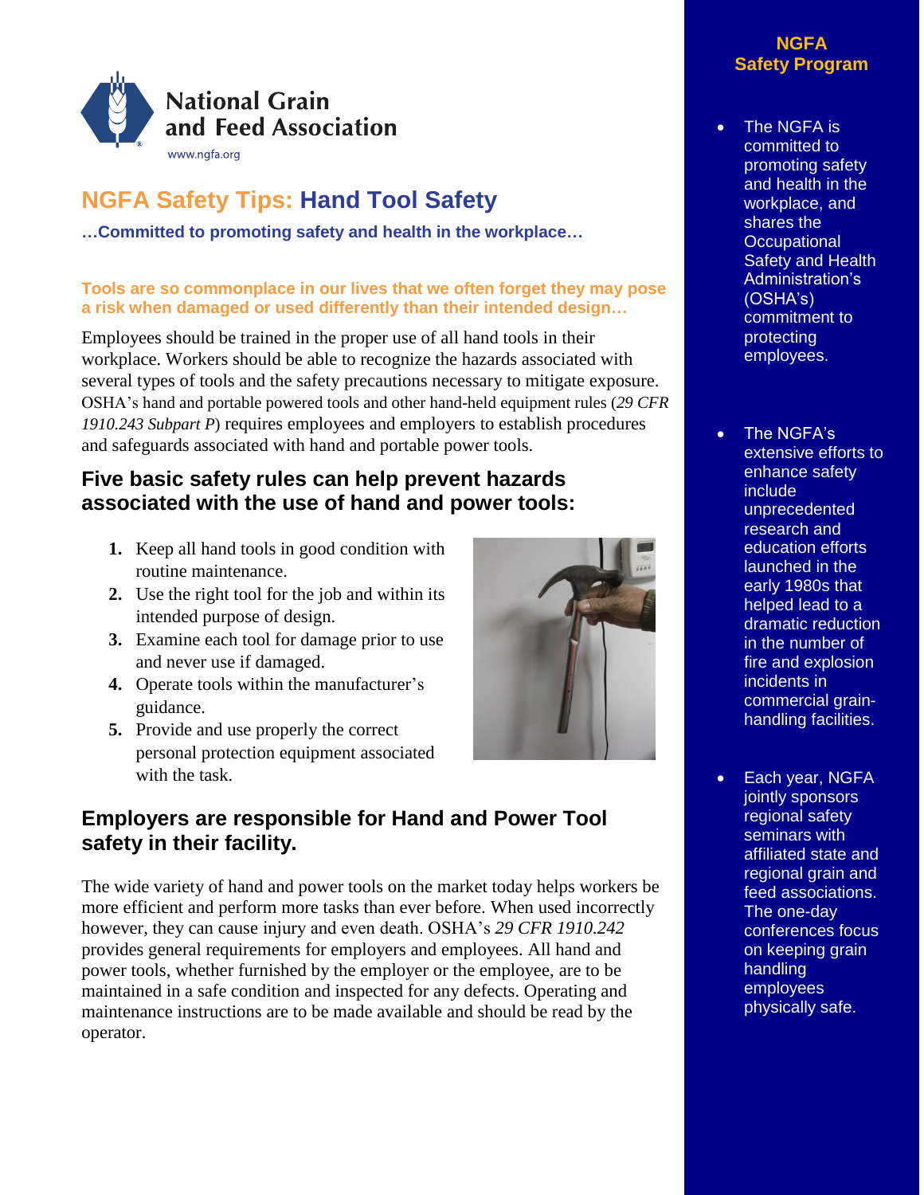National Grain and Feed Association
www.ngfa.org

# NGFA Safety Tips: Hand Tool Safety

**…Committed to promoting safety and health in the workplace…**

**Tools are so commonplace in our lives that we often forget they may pose a risk when damaged or used differently than their intended design…**

Employees should be trained in the proper use of all hand tools in their workplace. Workers should be able to recognize the hazards associated with several types of tools and the safety precautions necessary to mitigate exposure. OSHA's hand and portable powered tools and other hand-held equipment rules (*29 CFR 1910.243 Subpart P*) requires employees and employers to establish procedures and safeguards associated with hand and portable power tools.

## Five basic safety rules can help prevent hazards associated with the use of hand and power tools:

1. Keep all hand tools in good condition with routine maintenance.
2. Use the right tool for the job and within its intended purpose of design.
3. Examine each tool for damage prior to use and never use if damaged.
4. Operate tools within the manufacturer's guidance.
5. Provide and use properly the correct personal protection equipment associated with the task.

## Employers are responsible for Hand and Power Tool safety in their facility.

The wide variety of hand and power tools on the market today helps workers be more efficient and perform more tasks than ever before. When used incorrectly however, they can cause injury and even death. OSHA's *29 CFR 1910.242* provides general requirements for employers and employees. All hand and power tools, whether furnished by the employer or the employee, are to be maintained in a safe condition and inspected for any defects. Operating and maintenance instructions are to be made available and should be read by the operator.

### NGFA Safety Program

- The NGFA is committed to promoting safety and health in the workplace, and shares the Occupational Safety and Health Administration's (OSHA's) commitment to protecting employees.
- The NGFA's extensive efforts to enhance safety include unprecedented research and education efforts launched in the early 1980s that helped lead to a dramatic reduction in the number of fire and explosion incidents in commercial grain-handling facilities.
- Each year, NGFA jointly sponsors regional safety seminars with affiliated state and regional grain and feed associations. The one-day conferences focus on keeping grain handling employees physically safe.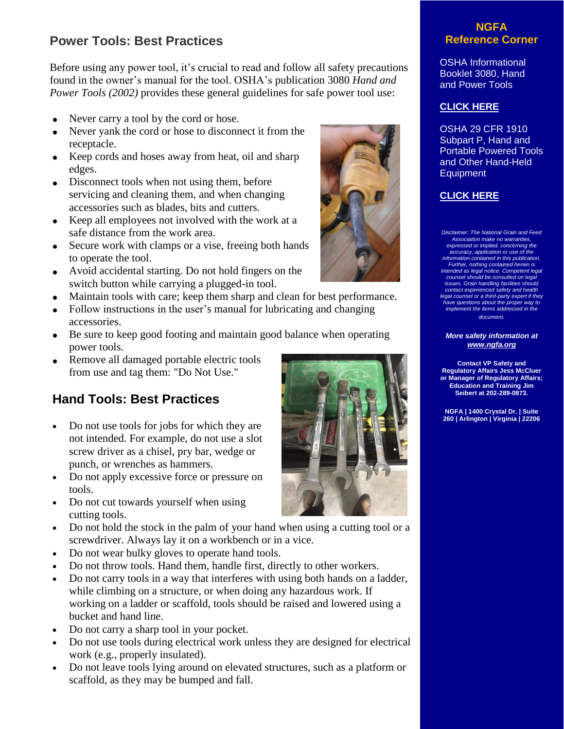## Power Tools: Best Practices

Before using any power tool, it's crucial to read and follow all safety precautions found in the owner's manual for the tool. OSHA's publication 3080 *Hand and Power Tools (2002)* provides these general guidelines for safe power tool use:

- Never carry a tool by the cord or hose.
- Never yank the cord or hose to disconnect it from the receptacle.
- Keep cords and hoses away from heat, oil and sharp edges.
- Disconnect tools when not using them, before servicing and cleaning them, and when changing accessories such as blades, bits and cutters.
- Keep all employees not involved with the work at a safe distance from the work area.
- Secure work with clamps or a vise, freeing both hands to operate the tool.
- Avoid accidental starting. Do not hold fingers on the switch button while carrying a plugged-in tool.
- Maintain tools with care; keep them sharp and clean for best performance.
- Follow instructions in the user's manual for lubricating and changing accessories.
- Be sure to keep good footing and maintain good balance when operating power tools.
- Remove all damaged portable electric tools from use and tag them: "Do Not Use."

## Hand Tools: Best Practices

- Do not use tools for jobs for which they are not intended. For example, do not use a slot screw driver as a chisel, pry bar, wedge or punch, or wrenches as hammers.
- Do not apply excessive force or pressure on tools.
- Do not cut towards yourself when using cutting tools.
- Do not hold the stock in the palm of your hand when using a cutting tool or a screwdriver. Always lay it on a workbench or in a vice.
- Do not wear bulky gloves to operate hand tools.
- Do not throw tools. Hand them, handle first, directly to other workers.
- Do not carry tools in a way that interferes with using both hands on a ladder, while climbing on a structure, or when doing any hazardous work. If working on a ladder or scaffold, tools should be raised and lowered using a bucket and hand line.
- Do not carry a sharp tool in your pocket.
- Do not use tools during electrical work unless they are designed for electrical work (e.g., properly insulated).
- Do not leave tools lying around on elevated structures, such as a platform or scaffold, as they may be bumped and fall.

## NGFA Reference Corner

OSHA Informational Booklet 3080, Hand and Power Tools

**CLICK HERE**

OSHA 29 CFR 1910 Subpart P, Hand and Portable Powered Tools and Other Hand-Held Equipment

**CLICK HERE**

*Disclaimer: The National Grain and Feed Association make no warranties, expressed or implied, concerning the accuracy, application or use of the information contained in this publication. Further, nothing contained herein is intended as legal notice. Competent legal counsel should be consulted on legal issues. Grain handling facilities should contact experienced safety and health legal counsel or a third-party expert if they have questions about the proper way to implement the items addressed in the document.*

***More safety information at www.ngfa.org***

**Contact VP Safety and Regulatory Affairs Jess McCluer or Manager of Regulatory Affairs; Education and Training Jim Seibert at 202-289-0873.**

**NGFA | 1400 Crystal Dr. | Suite 260 | Arlington | Virginia | 22206**